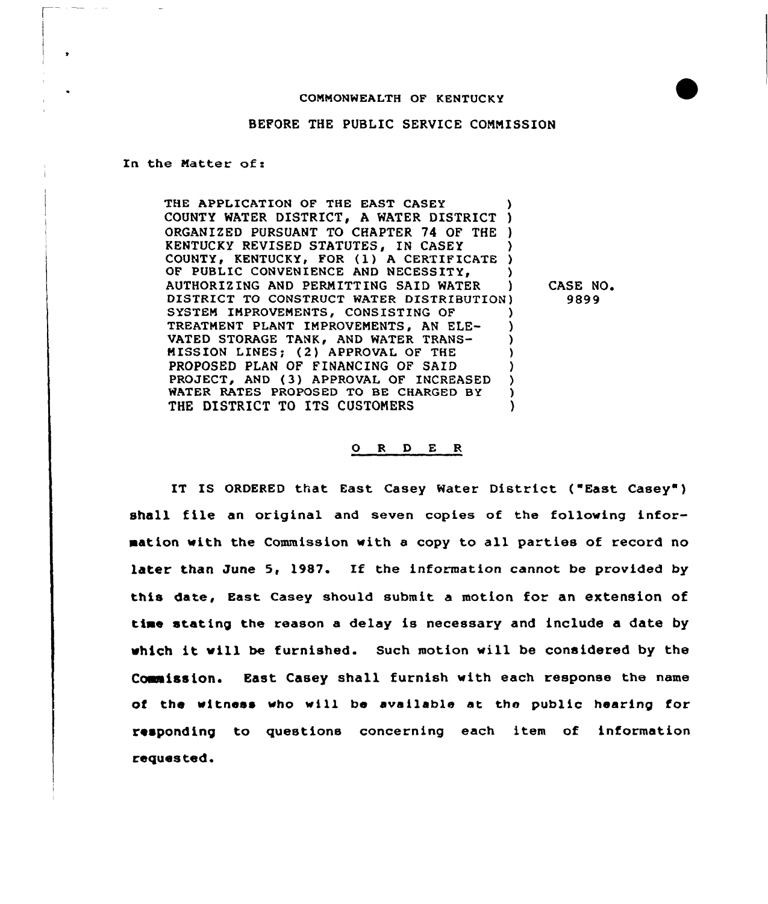COMMONWEALTH OF KENTUCKY

BEFORE THE PUBLIC SERVICE COMMISSION

In the Matter of:

THE APPLICATION OF THE EAST CASEY COUNTY WATER DISTRICT, A WATER DISTRICT ORGANIZED PURSUANT TO CHAPTER 74 OF THE KENTUCKY REVISED STATUTES, IN CASEY COUNTY, KENTUCKY, FOR (1) A CERTIFICATE OF PUBLIC CONVENIENCE AND NECESSITY, AUTHORIZING AND PERMITTING SAID WATER DISTRICT TO CONSTRUCT WATER DISTRIBUTION SYSTEM IMPROVEMENTS, CONSISTING OF TREATMENT PLANT IMPROVEMENTS, AN ELEVATED STORAGE TANK, AND WATER TRANSMISSION LINES; (2) APPROVAL OF THE PROPOSED PLAN OF FINANCING OF SAID PROJECT, AND (3) APPROVAL OF INCREASED WATER RATES PROPOSED TO BE CHARGED BY THE DISTRICT TO ITS CUSTOMERS

CASE NO. 9899

## O R D E R

IT IS ORDERED that East Casey Water District ("East Casey") shall file an original and seven copies of the following information with the Commission with a copy to all parties of record no later than June 5, 1987. If the information cannot be provided by this date, East Casey should submit a motion for an extension of time stating the reason a delay is necessary and include a date by which it will be furnished. Such motion will be considered by the Commission. East Casey shall furnish with each response the name of the witness who will be available at the public hearing for responding to questions concerning each item of information requested.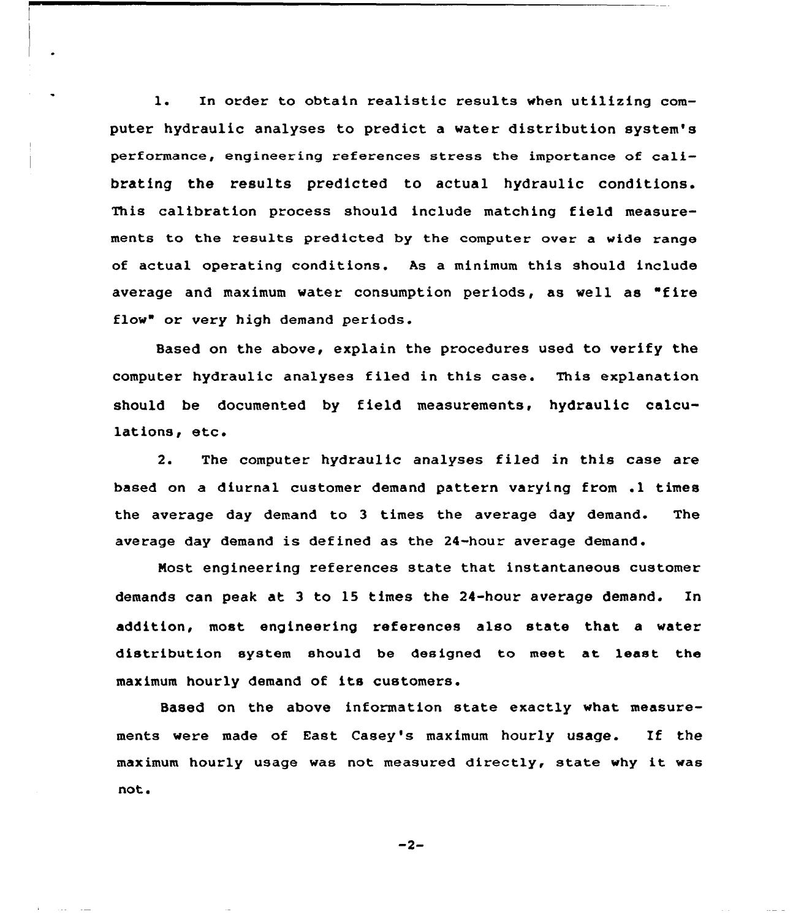1. In order to obtain realistic results when utilizing computer hydraulic analyses to predict a water distribution system's performance, engineering references stress the importance of calibrating the results predicted to actual hydraulic conditions. This calibration process should include matching field measurements to the results predicted by the computer over a wide range of actual operating conditions. As a minimum this should include average and maximum water consumption periods, as well as "fire flow" or very high demand periods.

Based on the above, explain the procedures used to verify the computer hydraulic analyses filed in this case. This explanation should be documented by field measurements, hydraulic calculations, etc.

2. The computer hydraulic analyses filed in this case are based on a diurnal customer demand pattern varying from .1 times the average day demand to 3 times the average day demand. The average day demand is defined as the 24-hour average demand.

Most engineering references state that instantaneous customer demands can peak at 3 to 15 times the 24-hour average demand. In addition, most engineering references also state that a water distribution system should be designed to meet at least the maximum hourly demand of its customers.

Based on the above information state exactly what measurements were made of East Casey's maximum hourly usage. If the maximum hourly usage was not measured directly, state why it was not.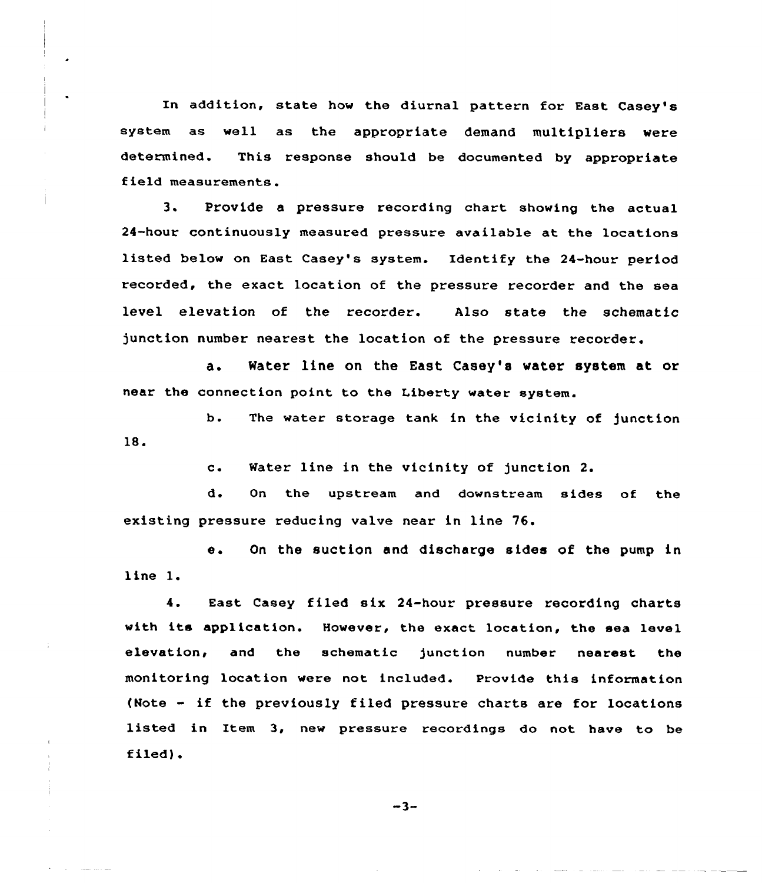In addition, state how the diurnal pattern for East Casey's system as well as the appropriate demand multipliers were determined. This response should be documented by appropriate field measurements.

3. Provide a pressure recording chart showing the actual 24-hour continuously measured pressure available at the locations listed below on East Casey's system. Identify the 24-hour period recorded, the exact location of the pressure recorder and the sea level elevation of the recorder. Also state the schematic junction number nearest the location of the pressure recorder.

a. Water line on the East Casey's water system at or near the connection point to the Liberty water system.

b. The water storage tank in the vicinity of junction 18.

c. Water line in the vicinity of junction 2.

d. On the upstream and downstream sides of the existing pressure reducing valve near in line 76.

e. On the suction and discharge sides of the pump in line 1.

4. East Casey filed six 24-hour pressure recording charts with its application. However, the exact location, the sea level elevation, and the schematic junction number nearest the monitoring location were not included. Provide this information (Note - if the previously filed pressure charts are for locations listed in Item 3, new pressure recordings do not have to be filed).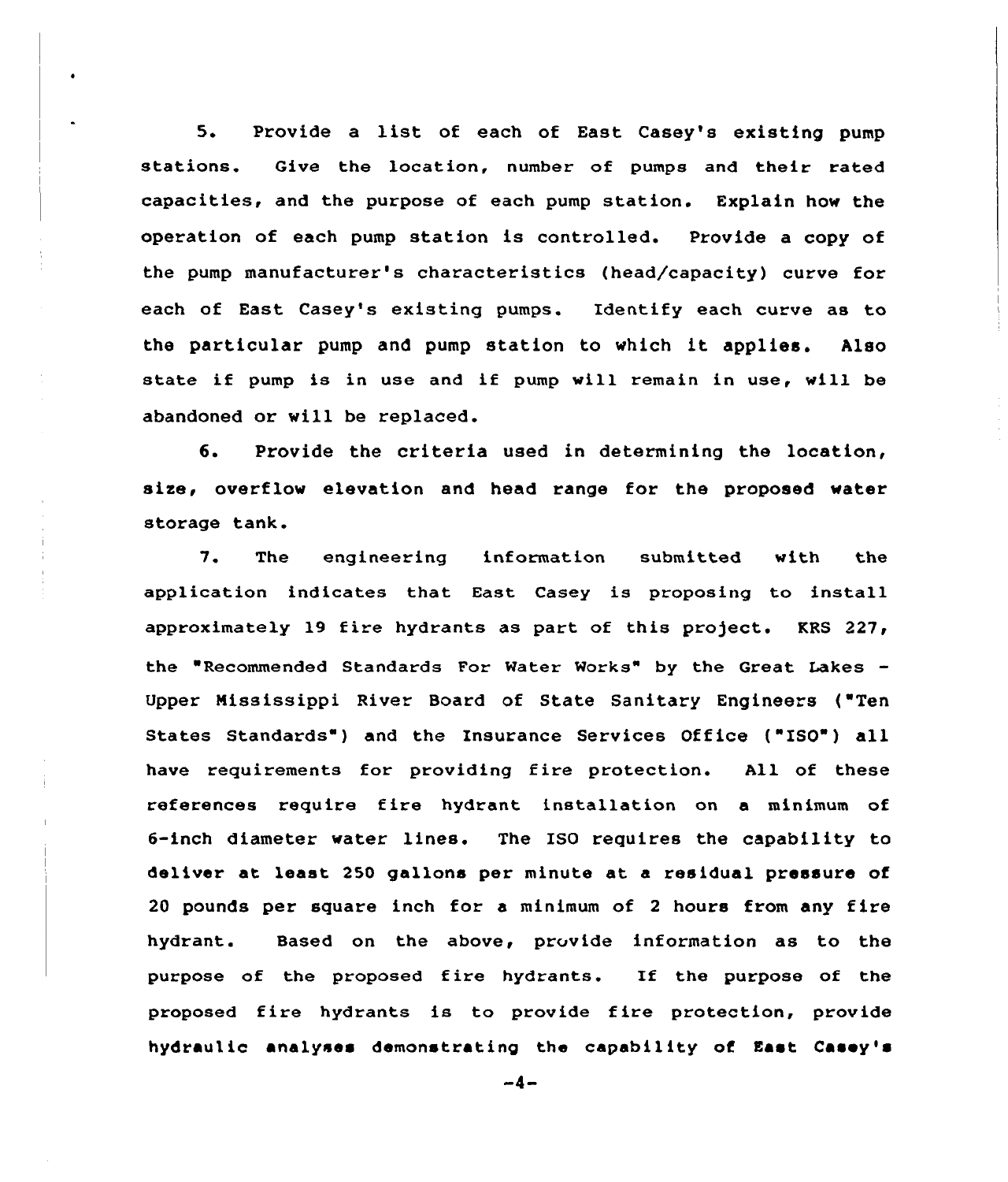5. Provide a list of each of East Casey's existing pump stations. Give the location, number of pumps and their rated capacities, and the purpose of each pump station. Explain how the operation of each pump station is controlled. Provide a copy of the pump manufacturer's characteristics (head/capacity) curve for each of East Casey's existing pumps. Identify each curve as to the particular pump and pump station to which it applies. Also state if pump is in use and if pump will remain in use, will be abandoned or will be replaced.

6. Provide the criteria used in determining the location, size, overflow elevation and head range for the proposed water storage tank.

7. The engineering information submitted with the application indicates that East Casey is proposing to install approximately 19 fire hydrants as part of this project. KRS 227, the "Recommended Standards For Water Works" by the Great Lakes - Upper Mississippi River Board of State Sanitary Engineers ("Ten States Standards") and the Insurance Services Office ("ISO") all have requirements for providing fire protection. All of these references require fire hydrant installation on a minimum of 6-inch diameter water lines. The ISO requires the capability to deliver at least 250 gallons per minute at a residual pressure of 20 pounds per square inch for a minimum of 2 hours from any fire hydrant. Based on the above, provide information as to the purpose of the proposed fire hydrants. If the purpose of the proposed fire hydrants is to provide fire protection, provide hydraulic analyses demonstrating the capability of East Casey's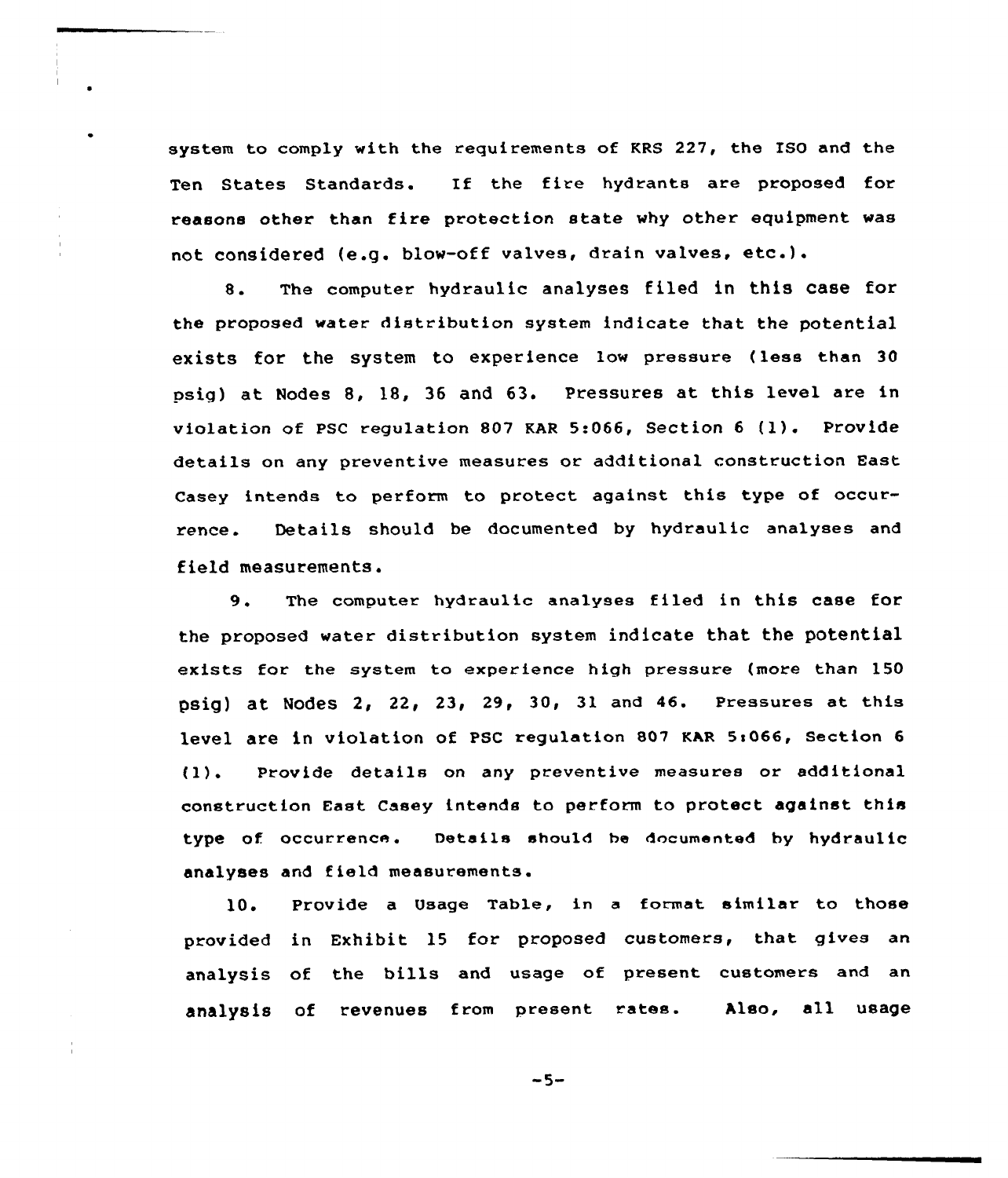system to comply with the requirements of KRS 227, the ISO and the Ten States Standards. If the fire hydrants are proposed for reasons other than fire protection state why other equipment was not considered (e.g. blow-off valves, drain valves, etc.).

8. The computer hydraulic analyses filed in this case for the proposed water distribution system indicate that the potential exists for the system to experience low pressure (less than 30 psig) at Nodes 8, 18, 36 and 63. Pressures at this level are in violation of PSC regulation 807 KAR 5:066, Section 6 (1). Provide details on any preventive measures or additional construction East Casey intends to perform to protect against this type of occurrence. Details should be documented by hydraulic analyses and field measurements.

9. The computer hydraulic analyses filed in this case for the proposed water distribution system indicate that the potential exists for the system to experience high pressure (more than 150 psig) at Nodes 2, 22, 23, 29, 30, 31 and 46. Pressures at this level are in violation of PSC regulation 807 KAR 5:066, Section 6 (1). Provide details on any preventive measures or additional construction East Casey intends to perform to protect against this type of occurrence. Details should be documented by hydraulic analyses and field measurements.

10. Provide a Usage Table, in a format similar to those provided in Exhibit 15 for proposed customers, that gives an analysis of the bills and usage of present customers and an analysis of revenues from present rates. Also, all usage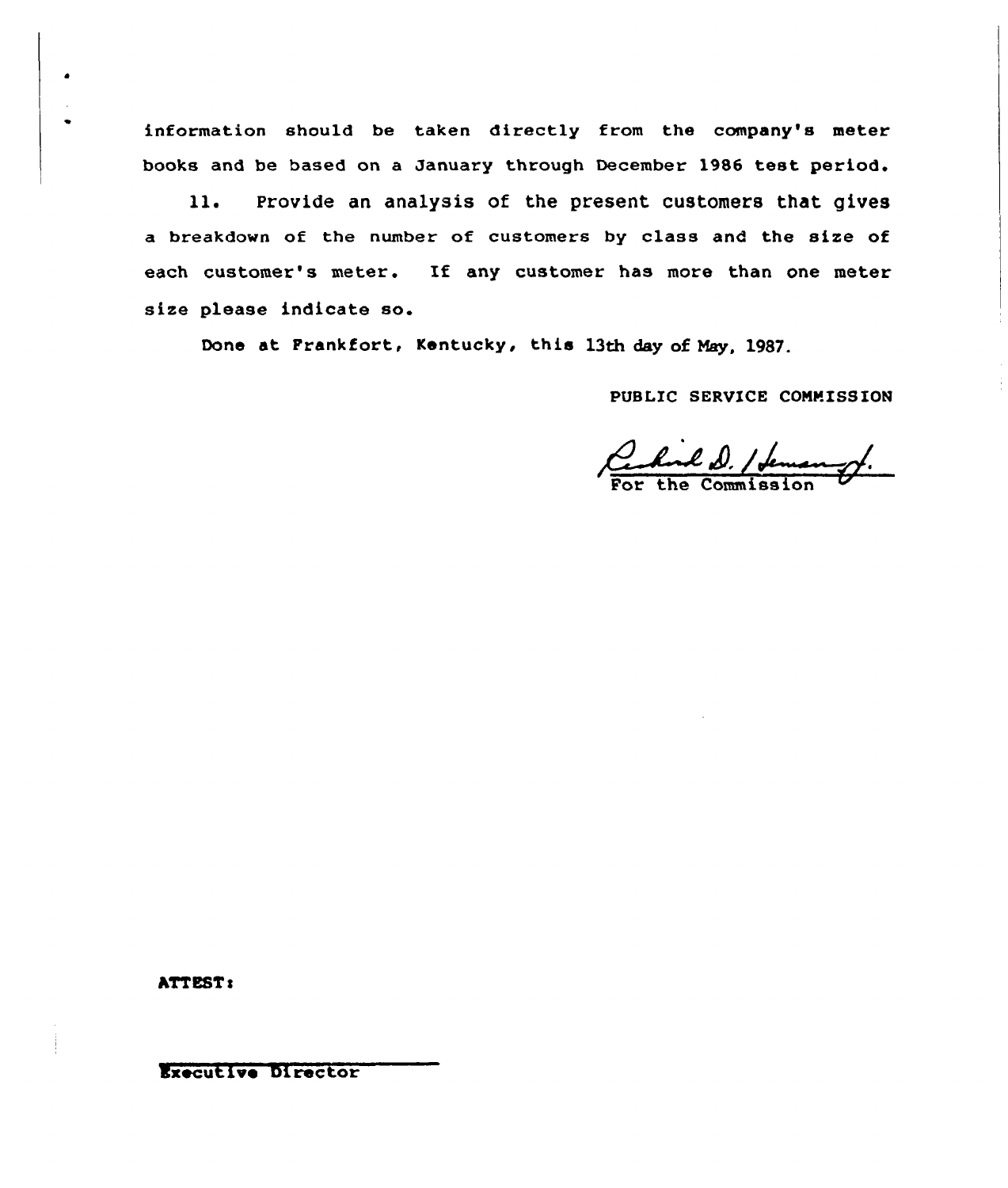information should be taken directly from the company's meter books and be based on a January through December 1986 test period.

11. Provide an analysis of the present customers that gives a breakdown of the number of customers by class and the size of each customer's meter. If any customer has more than one meter size please indicate so.

Done at Frankfort, Kentucky, this 13th day of May, 1987.

PUBLIC SERVICE COMMISSION

For the Commission

ATTEST:

Executive Director